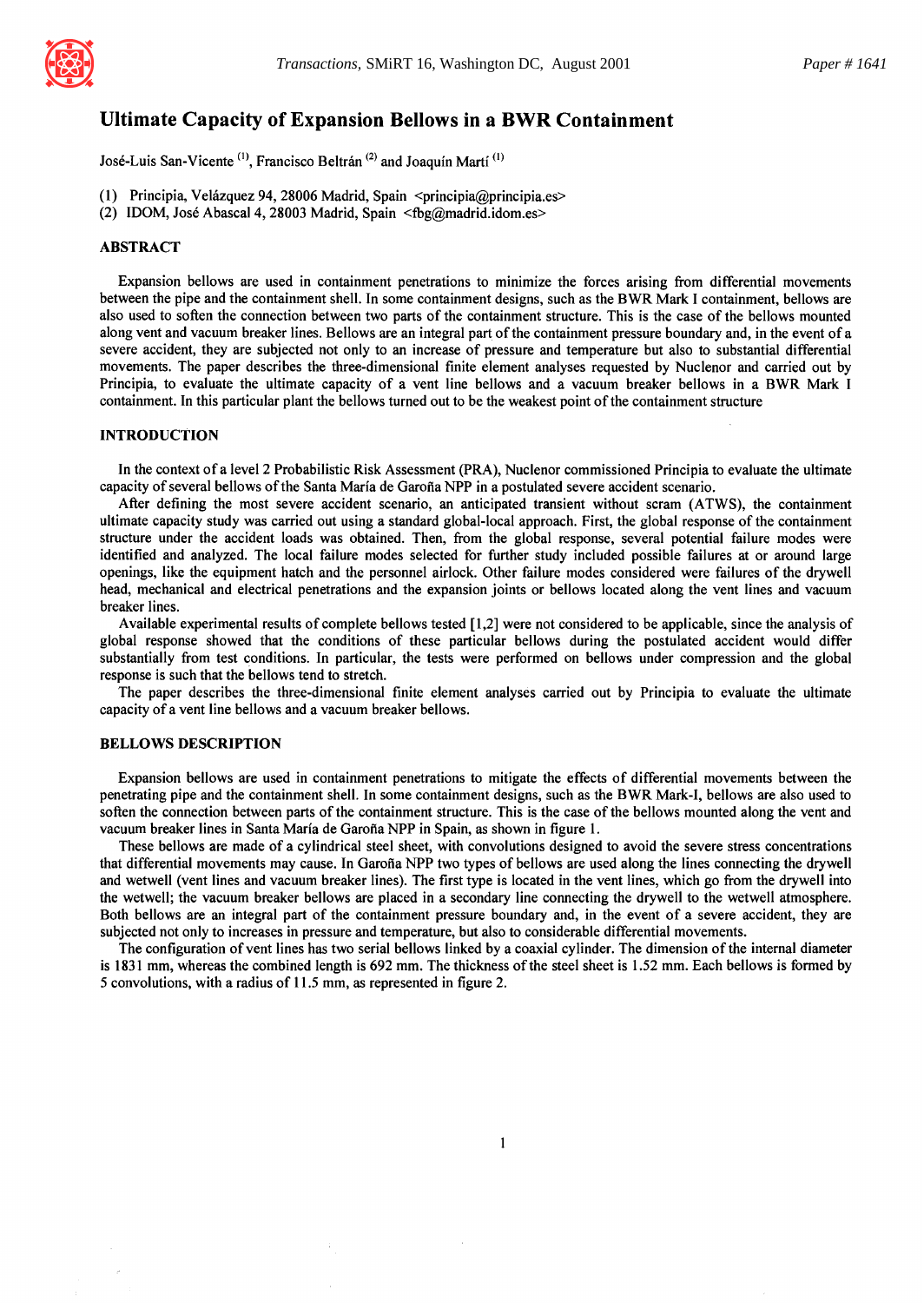# Ultimate Capacity of Expansion Bellows in a BWR Containment

José-Luis San-Vicente [(1)], Francisco Beltrán [(2)] and Joaquín Martí [(1)]

(1) Principia, Velázquez 94, 28006 Madrid, Spain <principia@principia.es>
(2) IDOM, José Abascal 4, 28003 Madrid, Spain <fbg@madrid.idom.es>

## ABSTRACT

Expansion bellows are used in containment penetrations to minimize the forces arising from differential movements between the pipe and the containment shell. In some containment designs, such as the BWR Mark I containment, bellows are also used to soften the connection between two parts of the containment structure. This is the case of the bellows mounted along vent and vacuum breaker lines. Bellows are an integral part of the containment pressure boundary and, in the event of a severe accident, they are subjected not only to an increase of pressure and temperature but also to substantial differential movements. The paper describes the three-dimensional finite element analyses requested by Nuclenor and carried out by Principia, to evaluate the ultimate capacity of a vent line bellows and a vacuum breaker bellows in a BWR Mark I containment. In this particular plant the bellows turned out to be the weakest point of the containment structure

## INTRODUCTION

In the context of a level 2 Probabilistic Risk Assessment (PRA), Nuclenor commissioned Principia to evaluate the ultimate capacity of several bellows of the Santa María de Garoña NPP in a postulated severe accident scenario.

After defining the most severe accident scenario, an anticipated transient without scram (ATWS), the containment ultimate capacity study was carried out using a standard global-local approach. First, the global response of the containment structure under the accident loads was obtained. Then, from the global response, several potential failure modes were identified and analyzed. The local failure modes selected for further study included possible failures at or around large openings, like the equipment hatch and the personnel airlock. Other failure modes considered were failures of the drywell head, mechanical and electrical penetrations and the expansion joints or bellows located along the vent lines and vacuum breaker lines.

Available experimental results of complete bellows tested [1,2] were not considered to be applicable, since the analysis of global response showed that the conditions of these particular bellows during the postulated accident would differ substantially from test conditions. In particular, the tests were performed on bellows under compression and the global response is such that the bellows tend to stretch.

The paper describes the three-dimensional finite element analyses carried out by Principia to evaluate the ultimate capacity of a vent line bellows and a vacuum breaker bellows.

## BELLOWS DESCRIPTION

Expansion bellows are used in containment penetrations to mitigate the effects of differential movements between the penetrating pipe and the containment shell. In some containment designs, such as the BWR Mark-I, bellows are also used to soften the connection between parts of the containment structure. This is the case of the bellows mounted along the vent and vacuum breaker lines in Santa María de Garoña NPP in Spain, as shown in figure 1.

These bellows are made of a cylindrical steel sheet, with convolutions designed to avoid the severe stress concentrations that differential movements may cause. In Garoña NPP two types of bellows are used along the lines connecting the drywell and wetwell (vent lines and vacuum breaker lines). The first type is located in the vent lines, which go from the drywell into the wetwell; the vacuum breaker bellows are placed in a secondary line connecting the drywell to the wetwell atmosphere. Both bellows are an integral part of the containment pressure boundary and, in the event of a severe accident, they are subjected not only to increases in pressure and temperature, but also to considerable differential movements.

The configuration of vent lines has two serial bellows linked by a coaxial cylinder. The dimension of the internal diameter is 1831 mm, whereas the combined length is 692 mm. The thickness of the steel sheet is 1.52 mm. Each bellows is formed by 5 convolutions, with a radius of 11.5 mm, as represented in figure 2.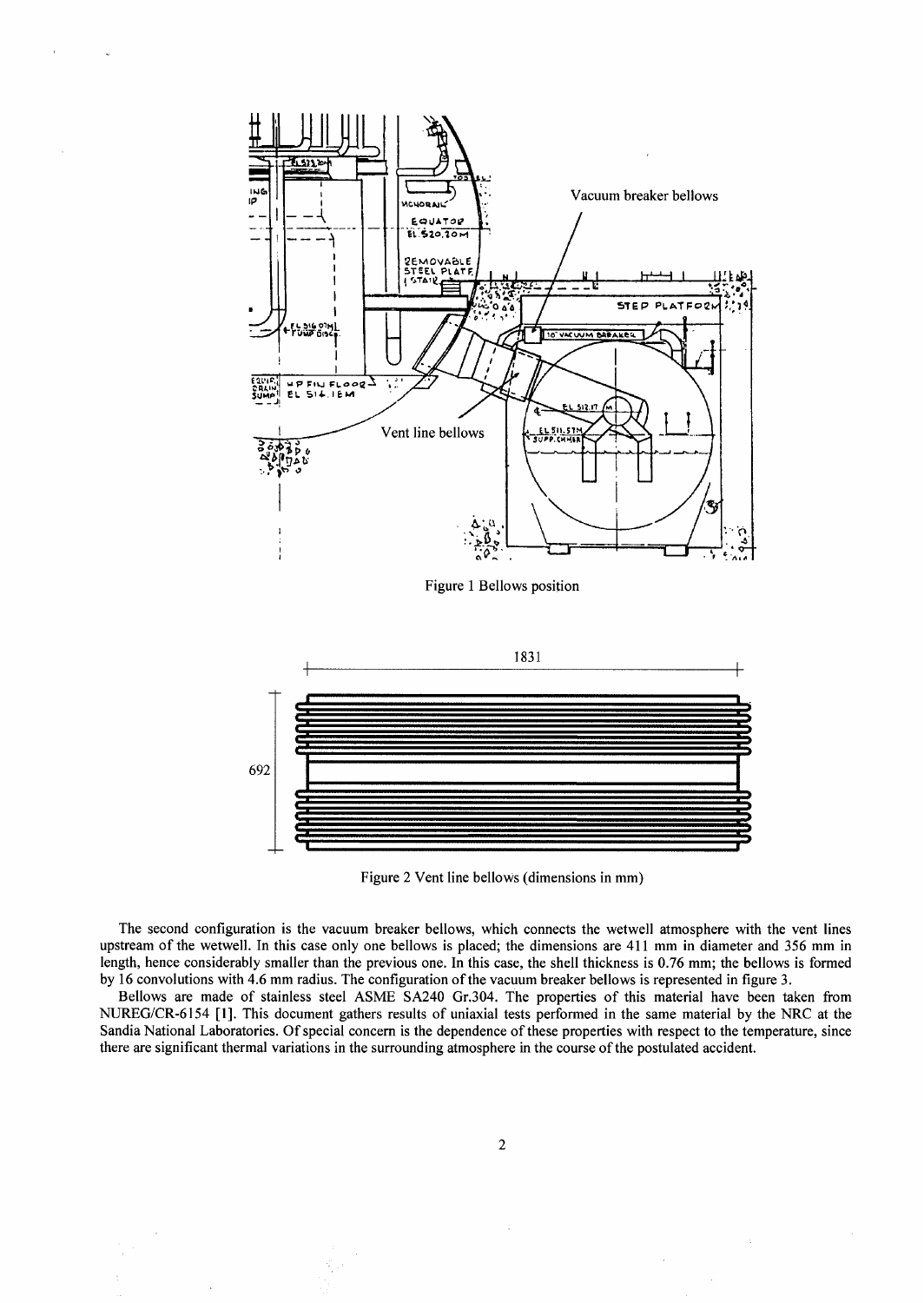Figure 1 Bellows position

Figure 2 Vent line bellows (dimensions in mm)

The second configuration is the vacuum breaker bellows, which connects the wetwell atmosphere with the vent lines upstream of the wetwell. In this case only one bellows is placed; the dimensions are 411 mm in diameter and 356 mm in length, hence considerably smaller than the previous one. In this case, the shell thickness is 0.76 mm; the bellows is formed by 16 convolutions with 4.6 mm radius. The configuration of the vacuum breaker bellows is represented in figure 3.

Bellows are made of stainless steel ASME SA240 Gr.304. The properties of this material have been taken from NUREG/CR-6154 [1]. This document gathers results of uniaxial tests performed in the same material by the NRC at the Sandia National Laboratories. Of special concern is the dependence of these properties with respect to the temperature, since there are significant thermal variations in the surrounding atmosphere in the course of the postulated accident.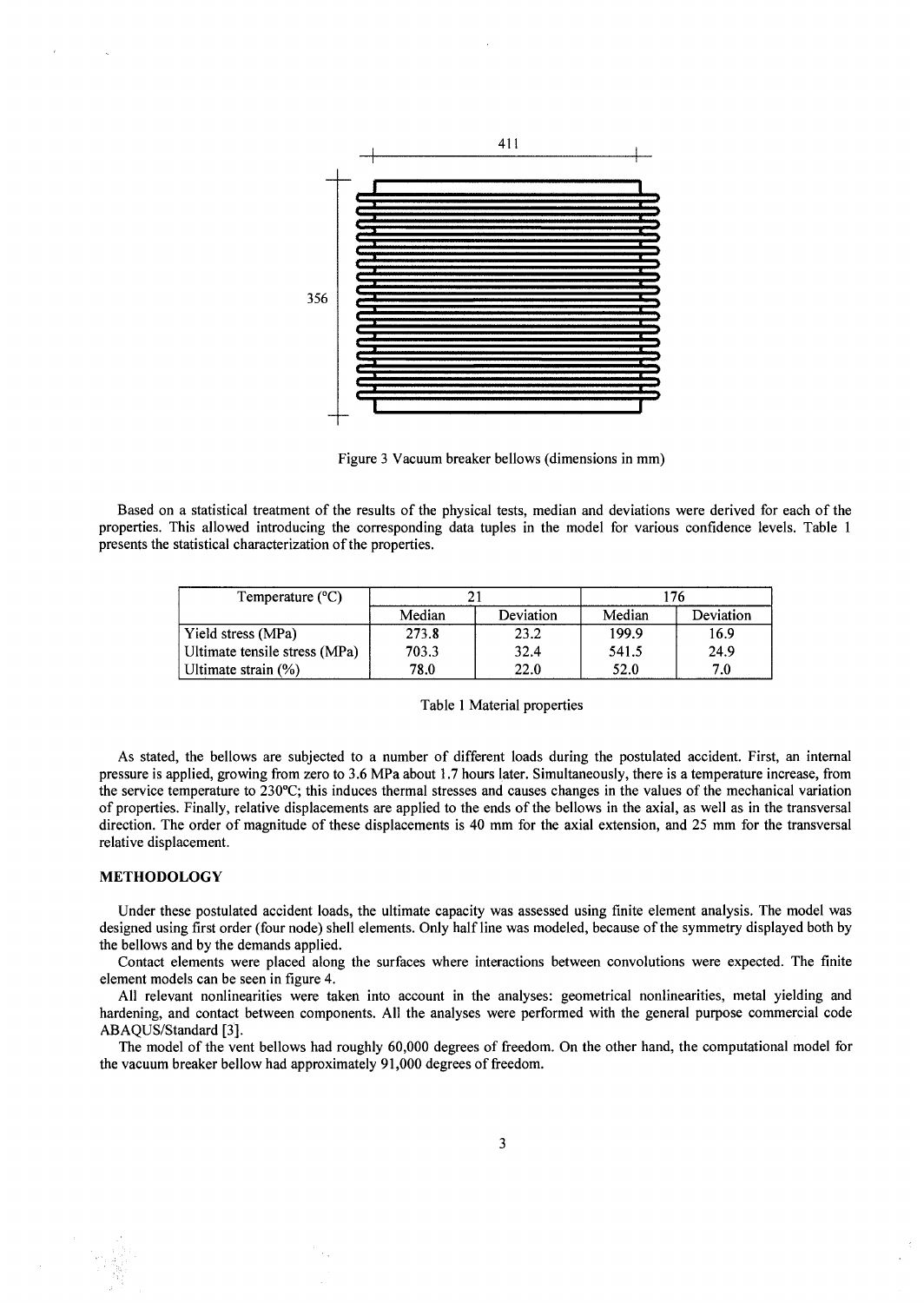Figure 3 Vacuum breaker bellows (dimensions in mm)

Based on a statistical treatment of the results of the physical tests, median and deviations were derived for each of the properties. This allowed introducing the corresponding data tuples in the model for various confidence levels. Table 1 presents the statistical characterization of the properties.

| Temperature (°C) | 21 | | 176 | |
|---|---|---|---|---|
| | Median | Deviation | Median | Deviation |
| Yield stress (MPa) | 273.8 | 23.2 | 199.9 | 16.9 |
| Ultimate tensile stress (MPa) | 703.3 | 32.4 | 541.5 | 24.9 |
| Ultimate strain (%) | 78.0 | 22.0 | 52.0 | 7.0 |

Table 1 Material properties

As stated, the bellows are subjected to a number of different loads during the postulated accident. First, an internal pressure is applied, growing from zero to 3.6 MPa about 1.7 hours later. Simultaneously, there is a temperature increase, from the service temperature to 230ºC; this induces thermal stresses and causes changes in the values of the mechanical variation of properties. Finally, relative displacements are applied to the ends of the bellows in the axial, as well as in the transversal direction. The order of magnitude of these displacements is 40 mm for the axial extension, and 25 mm for the transversal relative displacement.

## METHODOLOGY

Under these postulated accident loads, the ultimate capacity was assessed using finite element analysis. The model was designed using first order (four node) shell elements. Only half line was modeled, because of the symmetry displayed both by the bellows and by the demands applied.

Contact elements were placed along the surfaces where interactions between convolutions were expected. The finite element models can be seen in figure 4.

All relevant nonlinearities were taken into account in the analyses: geometrical nonlinearities, metal yielding and hardening, and contact between components. All the analyses were performed with the general purpose commercial code ABAQUS/Standard [3].

The model of the vent bellows had roughly 60,000 degrees of freedom. On the other hand, the computational model for the vacuum breaker bellow had approximately 91,000 degrees of freedom.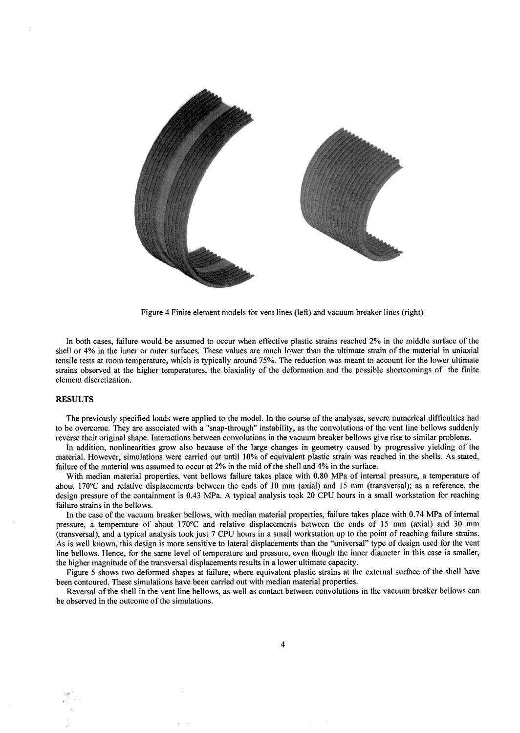Figure 4 Finite element models for vent lines (left) and vacuum breaker lines (right)

In both cases, failure would be assumed to occur when effective plastic strains reached 2% in the middle surface of the shell or 4% in the inner or outer surfaces. These values are much lower than the ultimate strain of the material in uniaxial tensile tests at room temperature, which is typically around 75%. The reduction was meant to account for the lower ultimate strains observed at the higher temperatures, the biaxiality of the deformation and the possible shortcomings of the finite element discretization.

## RESULTS

The previously specified loads were applied to the model. In the course of the analyses, severe numerical difficulties had to be overcome. They are associated with a "snap-through" instability, as the convolutions of the vent line bellows suddenly reverse their original shape. Interactions between convolutions in the vacuum breaker bellows give rise to similar problems.

In addition, nonlinearities grow also because of the large changes in geometry caused by progressive yielding of the material. However, simulations were carried out until 10% of equivalent plastic strain was reached in the shells. As stated, failure of the material was assumed to occur at 2% in the mid of the shell and 4% in the surface.

With median material properties, vent bellows failure takes place with 0.80 MPa of internal pressure, a temperature of about 170ºC and relative displacements between the ends of 10 mm (axial) and 15 mm (transversal); as a reference, the design pressure of the containment is 0.43 MPa. A typical analysis took 20 CPU hours in a small workstation for reaching failure strains in the bellows.

In the case of the vacuum breaker bellows, with median material properties, failure takes place with 0.74 MPa of internal pressure, a temperature of about 170ºC and relative displacements between the ends of 15 mm (axial) and 30 mm (transversal), and a typical analysis took just 7 CPU hours in a small workstation up to the point of reaching failure strains. As is well known, this design is more sensitive to lateral displacements than the "universal" type of design used for the vent line bellows. Hence, for the same level of temperature and pressure, even though the inner diameter in this case is smaller, the higher magnitude of the transversal displacements results in a lower ultimate capacity.

Figure 5 shows two deformed shapes at failure, where equivalent plastic strains at the external surface of the shell have been contoured. These simulations have been carried out with median material properties.

Reversal of the shell in the vent line bellows, as well as contact between convolutions in the vacuum breaker bellows can be observed in the outcome of the simulations.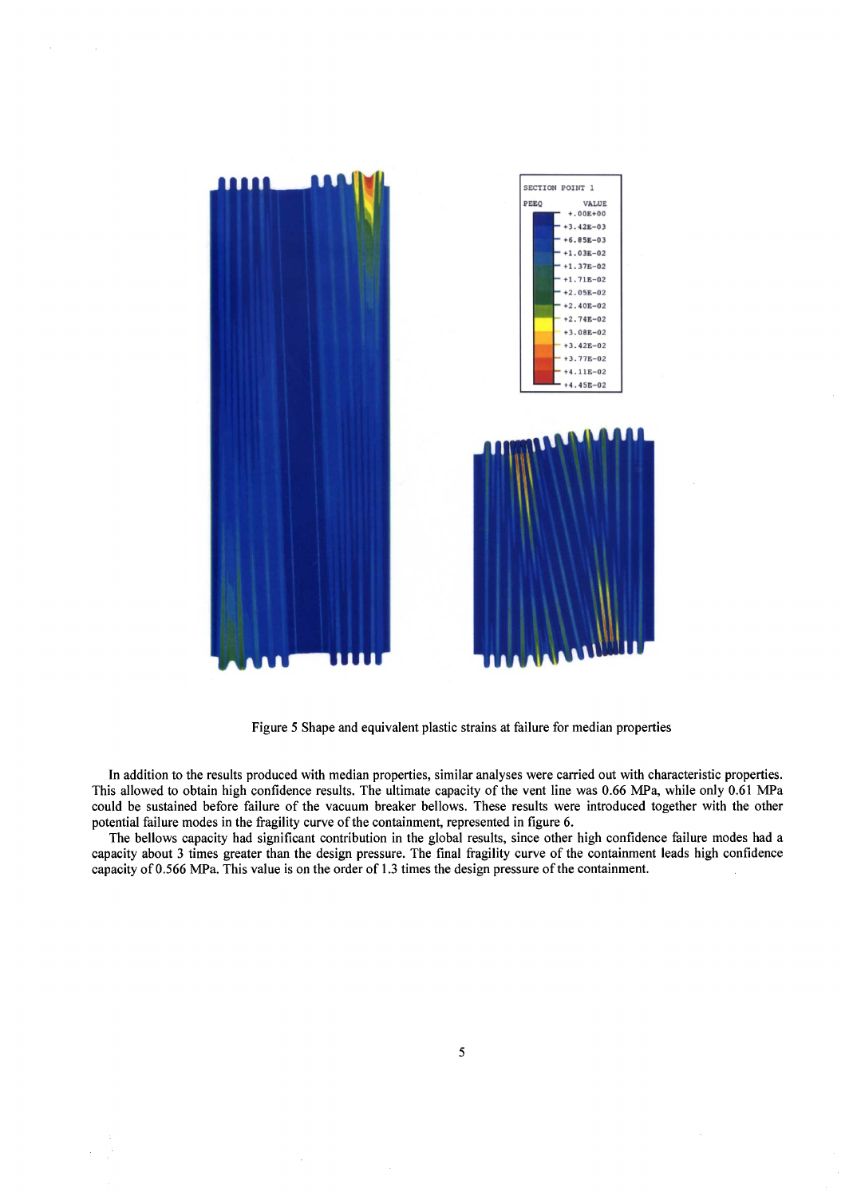Figure 5 Shape and equivalent plastic strains at failure for median properties

In addition to the results produced with median properties, similar analyses were carried out with characteristic properties. This allowed to obtain high confidence results. The ultimate capacity of the vent line was 0.66 MPa, while only 0.61 MPa could be sustained before failure of the vacuum breaker bellows. These results were introduced together with the other potential failure modes in the fragility curve of the containment, represented in figure 6.

The bellows capacity had significant contribution in the global results, since other high confidence failure modes had a capacity about 3 times greater than the design pressure. The final fragility curve of the containment leads high confidence capacity of 0.566 MPa. This value is on the order of 1.3 times the design pressure of the containment.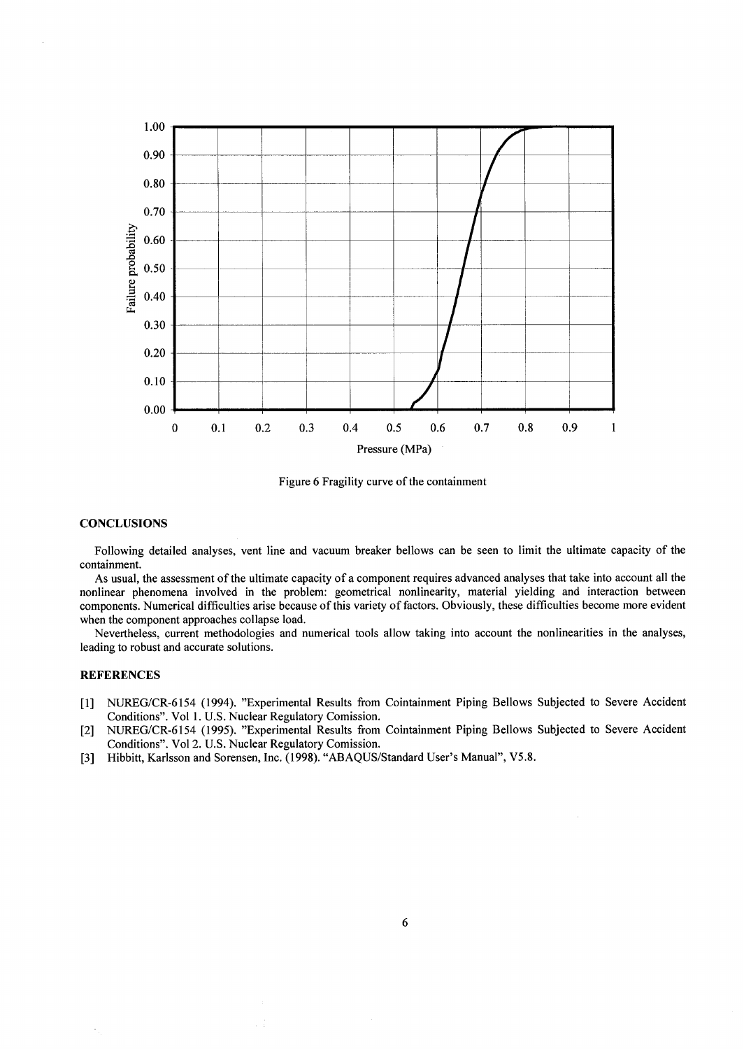1.00
0.90
0.80
0.70
0.60
0.50
0.40
0.30
0.20
0.10
0.00

Failure probability

0 0.1 0.2 0.3 0.4 0.5 0.6 0.7 0.8 0.9 1

Pressure (MPa)

Figure 6 Fragility curve of the containment

## CONCLUSIONS

Following detailed analyses, vent line and vacuum breaker bellows can be seen to limit the ultimate capacity of the containment.

As usual, the assessment of the ultimate capacity of a component requires advanced analyses that take into account all the nonlinear phenomena involved in the problem: geometrical nonlinearity, material yielding and interaction between components. Numerical difficulties arise because of this variety of factors. Obviously, these difficulties become more evident when the component approaches collapse load.

Nevertheless, current methodologies and numerical tools allow taking into account the nonlinearities in the analyses, leading to robust and accurate solutions.

## REFERENCES

[1] NUREG/CR-6154 (1994). "Experimental Results from Cointainment Piping Bellows Subjected to Severe Accident Conditions". Vol 1. U.S. Nuclear Regulatory Comission.

[2] NUREG/CR-6154 (1995). "Experimental Results from Cointainment Piping Bellows Subjected to Severe Accident Conditions". Vol 2. U.S. Nuclear Regulatory Comission.

[3] Hibbitt, Karlsson and Sorensen, Inc. (1998). "ABAQUS/Standard User's Manual", V5.8.